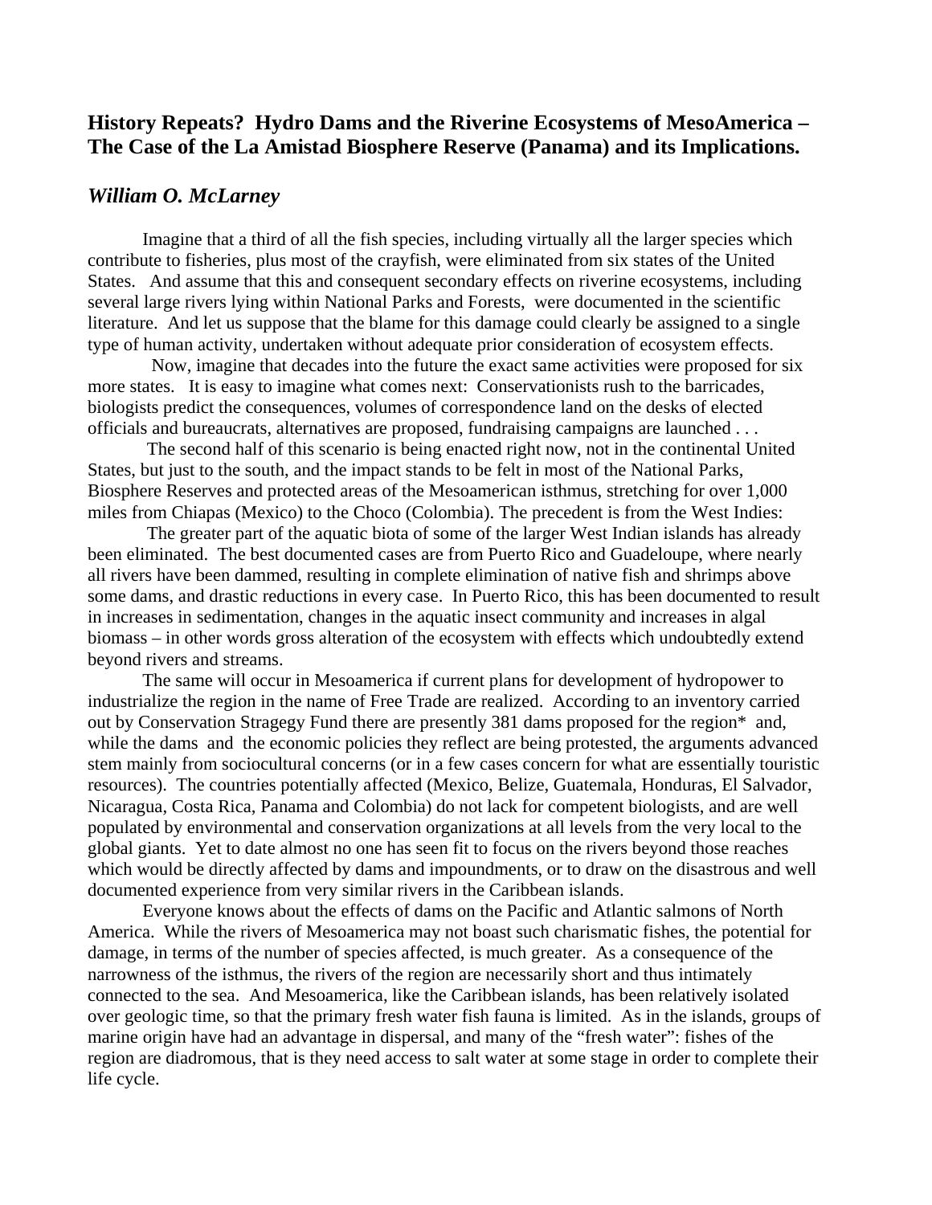## History Repeats? Hydro Dams and the Riverine Ecosystems of MesoAmerica – The Case of the La Amistad Biosphere Reserve (Panama) and its Implications.

### *William O. McLarney*

Imagine that a third of all the fish species, including virtually all the larger species which contribute to fisheries, plus most of the crayfish, were eliminated from six states of the United States. And assume that this and consequent secondary effects on riverine ecosystems, including several large rivers lying within National Parks and Forests, were documented in the scientific literature. And let us suppose that the blame for this damage could clearly be assigned to a single type of human activity, undertaken without adequate prior consideration of ecosystem effects.

Now, imagine that decades into the future the exact same activities were proposed for six more states. It is easy to imagine what comes next: Conservationists rush to the barricades, biologists predict the consequences, volumes of correspondence land on the desks of elected officials and bureaucrats, alternatives are proposed, fundraising campaigns are launched . . .

The second half of this scenario is being enacted right now, not in the continental United States, but just to the south, and the impact stands to be felt in most of the National Parks, Biosphere Reserves and protected areas of the Mesoamerican isthmus, stretching for over 1,000 miles from Chiapas (Mexico) to the Choco (Colombia). The precedent is from the West Indies:

The greater part of the aquatic biota of some of the larger West Indian islands has already been eliminated. The best documented cases are from Puerto Rico and Guadeloupe, where nearly all rivers have been dammed, resulting in complete elimination of native fish and shrimps above some dams, and drastic reductions in every case. In Puerto Rico, this has been documented to result in increases in sedimentation, changes in the aquatic insect community and increases in algal biomass – in other words gross alteration of the ecosystem with effects which undoubtedly extend beyond rivers and streams.

The same will occur in Mesoamerica if current plans for development of hydropower to industrialize the region in the name of Free Trade are realized. According to an inventory carried out by Conservation Stragegy Fund there are presently 381 dams proposed for the region* and, while the dams and the economic policies they reflect are being protested, the arguments advanced stem mainly from sociocultural concerns (or in a few cases concern for what are essentially touristic resources). The countries potentially affected (Mexico, Belize, Guatemala, Honduras, El Salvador, Nicaragua, Costa Rica, Panama and Colombia) do not lack for competent biologists, and are well populated by environmental and conservation organizations at all levels from the very local to the global giants. Yet to date almost no one has seen fit to focus on the rivers beyond those reaches which would be directly affected by dams and impoundments, or to draw on the disastrous and well documented experience from very similar rivers in the Caribbean islands.

Everyone knows about the effects of dams on the Pacific and Atlantic salmons of North America. While the rivers of Mesoamerica may not boast such charismatic fishes, the potential for damage, in terms of the number of species affected, is much greater. As a consequence of the narrowness of the isthmus, the rivers of the region are necessarily short and thus intimately connected to the sea. And Mesoamerica, like the Caribbean islands, has been relatively isolated over geologic time, so that the primary fresh water fish fauna is limited. As in the islands, groups of marine origin have had an advantage in dispersal, and many of the "fresh water": fishes of the region are diadromous, that is they need access to salt water at some stage in order to complete their life cycle.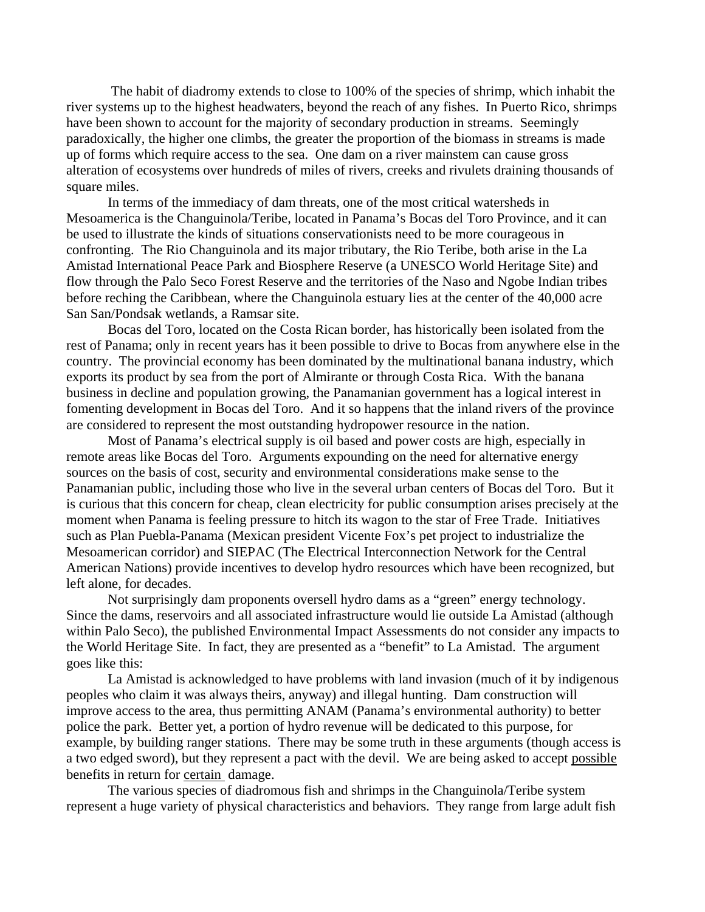The habit of diadromy extends to close to 100% of the species of shrimp, which inhabit the river systems up to the highest headwaters, beyond the reach of any fishes. In Puerto Rico, shrimps have been shown to account for the majority of secondary production in streams. Seemingly paradoxically, the higher one climbs, the greater the proportion of the biomass in streams is made up of forms which require access to the sea. One dam on a river mainstem can cause gross alteration of ecosystems over hundreds of miles of rivers, creeks and rivulets draining thousands of square miles.

In terms of the immediacy of dam threats, one of the most critical watersheds in Mesoamerica is the Changuinola/Teribe, located in Panama's Bocas del Toro Province, and it can be used to illustrate the kinds of situations conservationists need to be more courageous in confronting. The Rio Changuinola and its major tributary, the Rio Teribe, both arise in the La Amistad International Peace Park and Biosphere Reserve (a UNESCO World Heritage Site) and flow through the Palo Seco Forest Reserve and the territories of the Naso and Ngobe Indian tribes before reching the Caribbean, where the Changuinola estuary lies at the center of the 40,000 acre San San/Pondsak wetlands, a Ramsar site.

Bocas del Toro, located on the Costa Rican border, has historically been isolated from the rest of Panama; only in recent years has it been possible to drive to Bocas from anywhere else in the country. The provincial economy has been dominated by the multinational banana industry, which exports its product by sea from the port of Almirante or through Costa Rica. With the banana business in decline and population growing, the Panamanian government has a logical interest in fomenting development in Bocas del Toro. And it so happens that the inland rivers of the province are considered to represent the most outstanding hydropower resource in the nation.

Most of Panama's electrical supply is oil based and power costs are high, especially in remote areas like Bocas del Toro. Arguments expounding on the need for alternative energy sources on the basis of cost, security and environmental considerations make sense to the Panamanian public, including those who live in the several urban centers of Bocas del Toro. But it is curious that this concern for cheap, clean electricity for public consumption arises precisely at the moment when Panama is feeling pressure to hitch its wagon to the star of Free Trade. Initiatives such as Plan Puebla-Panama (Mexican president Vicente Fox's pet project to industrialize the Mesoamerican corridor) and SIEPAC (The Electrical Interconnection Network for the Central American Nations) provide incentives to develop hydro resources which have been recognized, but left alone, for decades.

Not surprisingly dam proponents oversell hydro dams as a "green" energy technology. Since the dams, reservoirs and all associated infrastructure would lie outside La Amistad (although within Palo Seco), the published Environmental Impact Assessments do not consider any impacts to the World Heritage Site. In fact, they are presented as a "benefit" to La Amistad. The argument goes like this:

La Amistad is acknowledged to have problems with land invasion (much of it by indigenous peoples who claim it was always theirs, anyway) and illegal hunting. Dam construction will improve access to the area, thus permitting ANAM (Panama's environmental authority) to better police the park. Better yet, a portion of hydro revenue will be dedicated to this purpose, for example, by building ranger stations. There may be some truth in these arguments (though access is a two edged sword), but they represent a pact with the devil. We are being asked to accept possible benefits in return for certain damage.

The various species of diadromous fish and shrimps in the Changuinola/Teribe system represent a huge variety of physical characteristics and behaviors. They range from large adult fish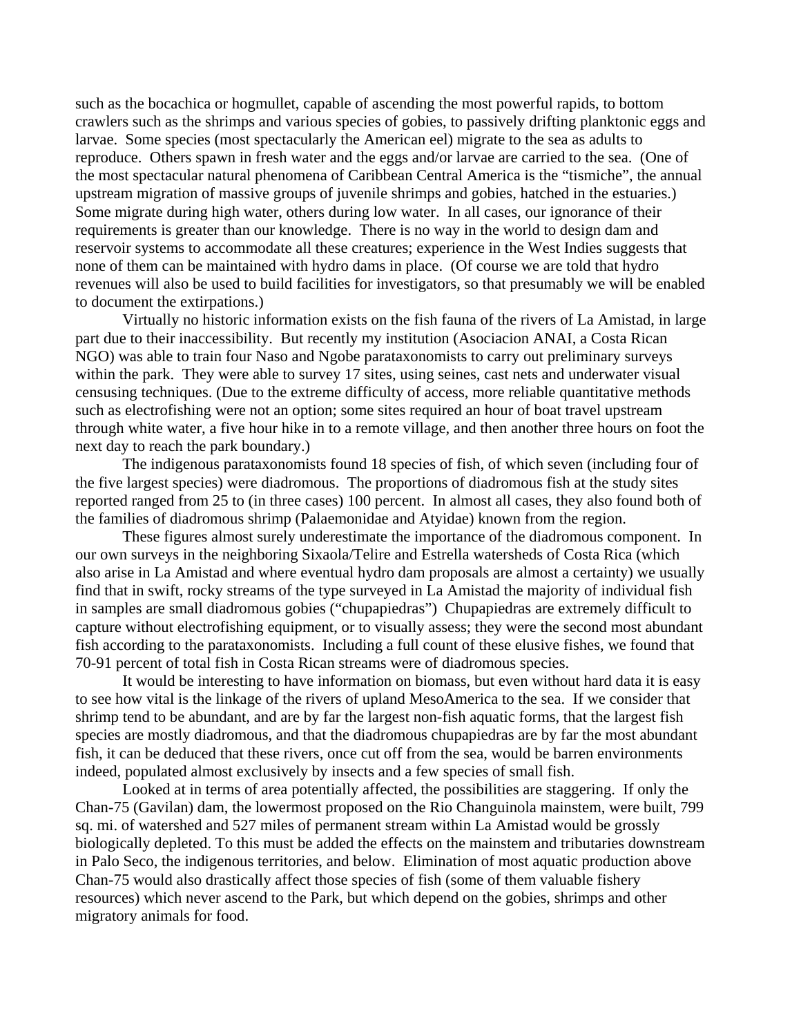such as the bocachica or hogmullet, capable of ascending the most powerful rapids, to bottom crawlers such as the shrimps and various species of gobies, to passively drifting planktonic eggs and larvae. Some species (most spectacularly the American eel) migrate to the sea as adults to reproduce. Others spawn in fresh water and the eggs and/or larvae are carried to the sea. (One of the most spectacular natural phenomena of Caribbean Central America is the "tismiche", the annual upstream migration of massive groups of juvenile shrimps and gobies, hatched in the estuaries.) Some migrate during high water, others during low water. In all cases, our ignorance of their requirements is greater than our knowledge. There is no way in the world to design dam and reservoir systems to accommodate all these creatures; experience in the West Indies suggests that none of them can be maintained with hydro dams in place. (Of course we are told that hydro revenues will also be used to build facilities for investigators, so that presumably we will be enabled to document the extirpations.)

Virtually no historic information exists on the fish fauna of the rivers of La Amistad, in large part due to their inaccessibility. But recently my institution (Asociacion ANAI, a Costa Rican NGO) was able to train four Naso and Ngobe parataxonomists to carry out preliminary surveys within the park. They were able to survey 17 sites, using seines, cast nets and underwater visual censusing techniques. (Due to the extreme difficulty of access, more reliable quantitative methods such as electrofishing were not an option; some sites required an hour of boat travel upstream through white water, a five hour hike in to a remote village, and then another three hours on foot the next day to reach the park boundary.)

The indigenous parataxonomists found 18 species of fish, of which seven (including four of the five largest species) were diadromous. The proportions of diadromous fish at the study sites reported ranged from 25 to (in three cases) 100 percent. In almost all cases, they also found both of the families of diadromous shrimp (Palaemonidae and Atyidae) known from the region.

These figures almost surely underestimate the importance of the diadromous component. In our own surveys in the neighboring Sixaola/Telire and Estrella watersheds of Costa Rica (which also arise in La Amistad and where eventual hydro dam proposals are almost a certainty) we usually find that in swift, rocky streams of the type surveyed in La Amistad the majority of individual fish in samples are small diadromous gobies ("chupapiedras") Chupapiedras are extremely difficult to capture without electrofishing equipment, or to visually assess; they were the second most abundant fish according to the parataxonomists. Including a full count of these elusive fishes, we found that 70-91 percent of total fish in Costa Rican streams were of diadromous species.

It would be interesting to have information on biomass, but even without hard data it is easy to see how vital is the linkage of the rivers of upland MesoAmerica to the sea. If we consider that shrimp tend to be abundant, and are by far the largest non-fish aquatic forms, that the largest fish species are mostly diadromous, and that the diadromous chupapiedras are by far the most abundant fish, it can be deduced that these rivers, once cut off from the sea, would be barren environments indeed, populated almost exclusively by insects and a few species of small fish.

Looked at in terms of area potentially affected, the possibilities are staggering. If only the Chan-75 (Gavilan) dam, the lowermost proposed on the Rio Changuinola mainstem, were built, 799 sq. mi. of watershed and 527 miles of permanent stream within La Amistad would be grossly biologically depleted. To this must be added the effects on the mainstem and tributaries downstream in Palo Seco, the indigenous territories, and below. Elimination of most aquatic production above Chan-75 would also drastically affect those species of fish (some of them valuable fishery resources) which never ascend to the Park, but which depend on the gobies, shrimps and other migratory animals for food.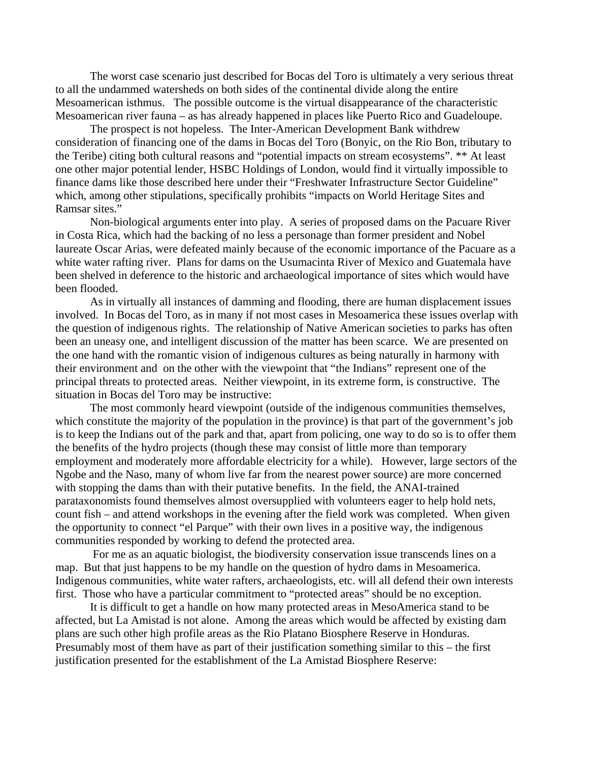The worst case scenario just described for Bocas del Toro is ultimately a very serious threat to all the undammed watersheds on both sides of the continental divide along the entire Mesoamerican isthmus. The possible outcome is the virtual disappearance of the characteristic Mesoamerican river fauna – as has already happened in places like Puerto Rico and Guadeloupe.

The prospect is not hopeless. The Inter-American Development Bank withdrew consideration of financing one of the dams in Bocas del Toro (Bonyic, on the Rio Bon, tributary to the Teribe) citing both cultural reasons and "potential impacts on stream ecosystems". ** At least one other major potential lender, HSBC Holdings of London, would find it virtually impossible to finance dams like those described here under their "Freshwater Infrastructure Sector Guideline" which, among other stipulations, specifically prohibits "impacts on World Heritage Sites and Ramsar sites."

Non-biological arguments enter into play. A series of proposed dams on the Pacuare River in Costa Rica, which had the backing of no less a personage than former president and Nobel laureate Oscar Arias, were defeated mainly because of the economic importance of the Pacuare as a white water rafting river. Plans for dams on the Usumacinta River of Mexico and Guatemala have been shelved in deference to the historic and archaeological importance of sites which would have been flooded.

As in virtually all instances of damming and flooding, there are human displacement issues involved. In Bocas del Toro, as in many if not most cases in Mesoamerica these issues overlap with the question of indigenous rights. The relationship of Native American societies to parks has often been an uneasy one, and intelligent discussion of the matter has been scarce. We are presented on the one hand with the romantic vision of indigenous cultures as being naturally in harmony with their environment and on the other with the viewpoint that "the Indians" represent one of the principal threats to protected areas. Neither viewpoint, in its extreme form, is constructive. The situation in Bocas del Toro may be instructive:

The most commonly heard viewpoint (outside of the indigenous communities themselves, which constitute the majority of the population in the province) is that part of the government's job is to keep the Indians out of the park and that, apart from policing, one way to do so is to offer them the benefits of the hydro projects (though these may consist of little more than temporary employment and moderately more affordable electricity for a while). However, large sectors of the Ngobe and the Naso, many of whom live far from the nearest power source) are more concerned with stopping the dams than with their putative benefits. In the field, the ANAI-trained parataxonomists found themselves almost oversupplied with volunteers eager to help hold nets, count fish – and attend workshops in the evening after the field work was completed. When given the opportunity to connect "el Parque" with their own lives in a positive way, the indigenous communities responded by working to defend the protected area.

For me as an aquatic biologist, the biodiversity conservation issue transcends lines on a map. But that just happens to be my handle on the question of hydro dams in Mesoamerica. Indigenous communities, white water rafters, archaeologists, etc. will all defend their own interests first. Those who have a particular commitment to "protected areas" should be no exception.

It is difficult to get a handle on how many protected areas in MesoAmerica stand to be affected, but La Amistad is not alone. Among the areas which would be affected by existing dam plans are such other high profile areas as the Rio Platano Biosphere Reserve in Honduras. Presumably most of them have as part of their justification something similar to this – the first justification presented for the establishment of the La Amistad Biosphere Reserve: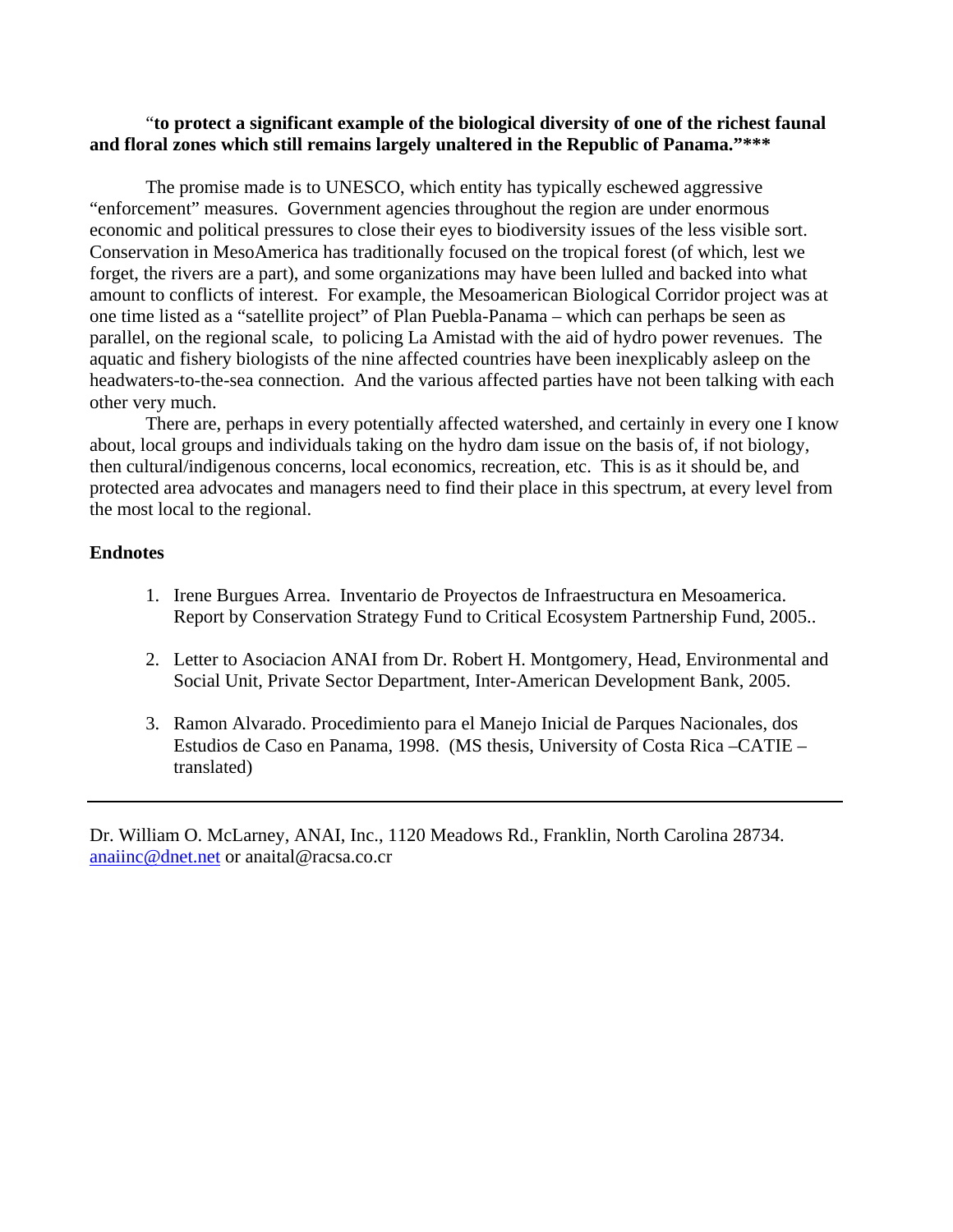"**to protect a significant example of the biological diversity of one of the richest faunal and floral zones which still remains largely unaltered in the Republic of Panama."*****

The promise made is to UNESCO, which entity has typically eschewed aggressive "enforcement" measures. Government agencies throughout the region are under enormous economic and political pressures to close their eyes to biodiversity issues of the less visible sort. Conservation in MesoAmerica has traditionally focused on the tropical forest (of which, lest we forget, the rivers are a part), and some organizations may have been lulled and backed into what amount to conflicts of interest. For example, the Mesoamerican Biological Corridor project was at one time listed as a "satellite project" of Plan Puebla-Panama – which can perhaps be seen as parallel, on the regional scale, to policing La Amistad with the aid of hydro power revenues. The aquatic and fishery biologists of the nine affected countries have been inexplicably asleep on the headwaters-to-the-sea connection. And the various affected parties have not been talking with each other very much.

There are, perhaps in every potentially affected watershed, and certainly in every one I know about, local groups and individuals taking on the hydro dam issue on the basis of, if not biology, then cultural/indigenous concerns, local economics, recreation, etc. This is as it should be, and protected area advocates and managers need to find their place in this spectrum, at every level from the most local to the regional.

**Endnotes**

1. Irene Burgues Arrea. Inventario de Proyectos de Infraestructura en Mesoamerica. Report by Conservation Strategy Fund to Critical Ecosystem Partnership Fund, 2005..

2. Letter to Asociacion ANAI from Dr. Robert H. Montgomery, Head, Environmental and Social Unit, Private Sector Department, Inter-American Development Bank, 2005.

3. Ramon Alvarado. Procedimiento para el Manejo Inicial de Parques Nacionales, dos Estudios de Caso en Panama, 1998. (MS thesis, University of Costa Rica –CATIE – translated)

---

Dr. William O. McLarney, ANAI, Inc., 1120 Meadows Rd., Franklin, North Carolina 28734. anaiinc@dnet.net or anaital@racsa.co.cr